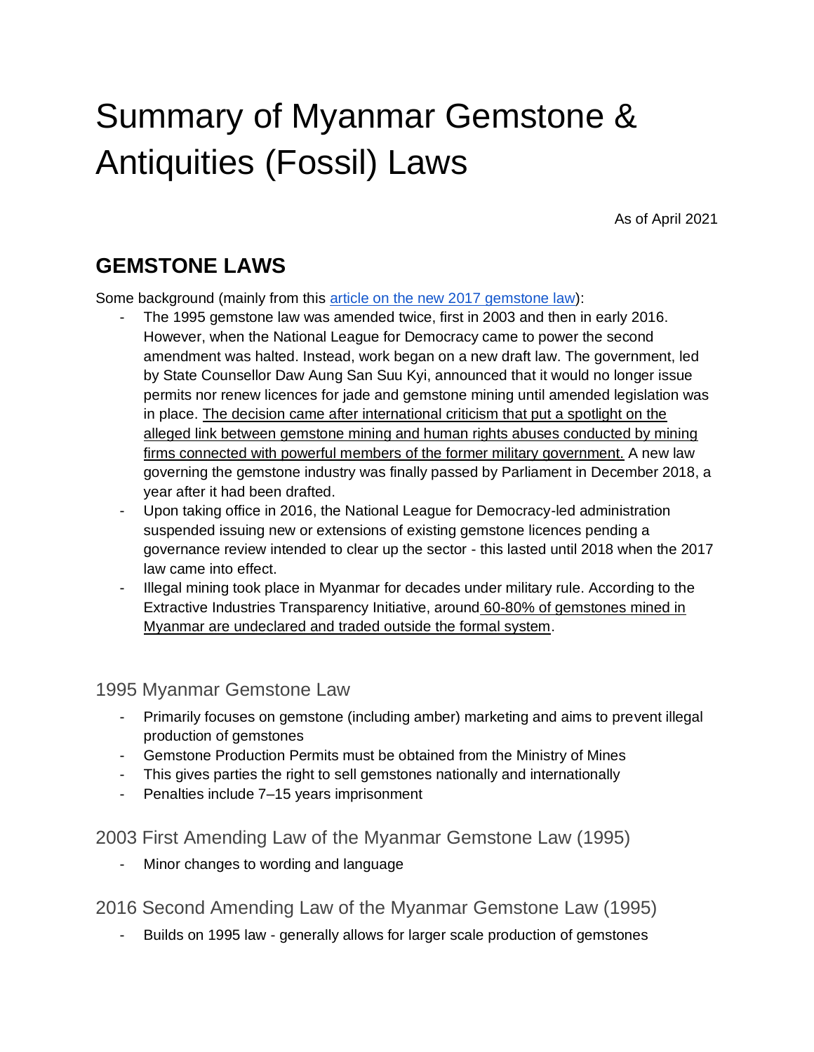# Summary of Myanmar Gemstone & Antiquities (Fossil) Laws

As of April 2021

## GEMSTONE LAWS

Some background (mainly from this [article on the new 2017 gemstone law]()):

- The 1995 gemstone law was amended twice, first in 2003 and then in early 2016. However, when the National League for Democracy came to power the second amendment was halted. Instead, work began on a new draft law. The government, led by State Counsellor Daw Aung San Suu Kyi, announced that it would no longer issue permits nor renew licences for jade and gemstone mining until amended legislation was in place. The decision came after international criticism that put a spotlight on the alleged link between gemstone mining and human rights abuses conducted by mining firms connected with powerful members of the former military government. A new law governing the gemstone industry was finally passed by Parliament in December 2018, a year after it had been drafted.
- Upon taking office in 2016, the National League for Democracy-led administration suspended issuing new or extensions of existing gemstone licences pending a governance review intended to clear up the sector - this lasted until 2018 when the 2017 law came into effect.
- Illegal mining took place in Myanmar for decades under military rule. According to the Extractive Industries Transparency Initiative, around 60-80% of gemstones mined in Myanmar are undeclared and traded outside the formal system.

### 1995 Myanmar Gemstone Law

- Primarily focuses on gemstone (including amber) marketing and aims to prevent illegal production of gemstones
- Gemstone Production Permits must be obtained from the Ministry of Mines
- This gives parties the right to sell gemstones nationally and internationally
- Penalties include 7–15 years imprisonment

### 2003 First Amending Law of the Myanmar Gemstone Law (1995)

- Minor changes to wording and language

### 2016 Second Amending Law of the Myanmar Gemstone Law (1995)

- Builds on 1995 law - generally allows for larger scale production of gemstones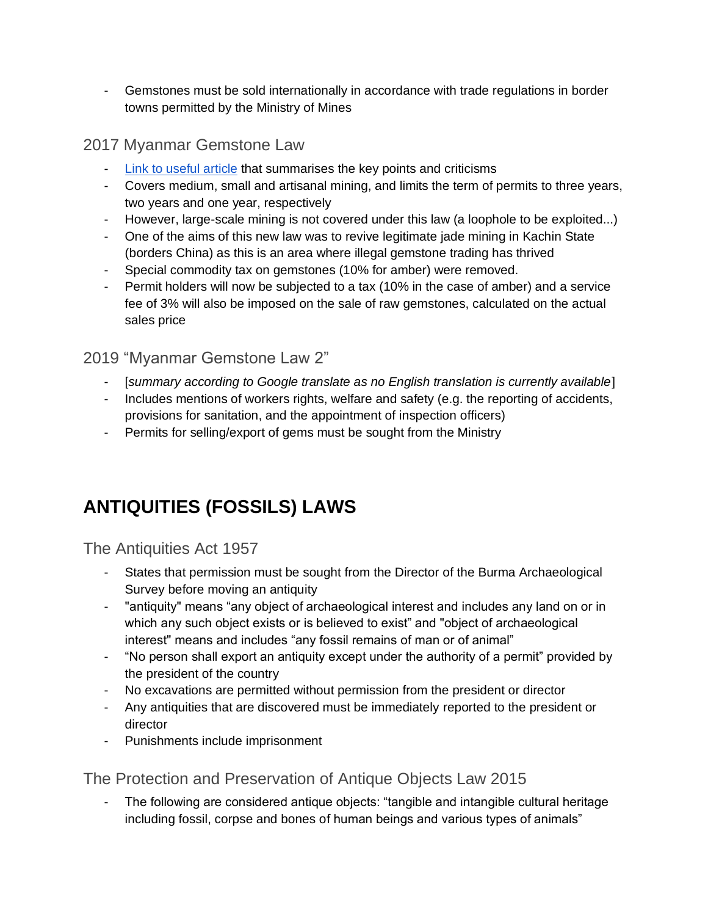- Gemstones must be sold internationally in accordance with trade regulations in border towns permitted by the Ministry of Mines

### 2017 Myanmar Gemstone Law

- Link to useful article that summarises the key points and criticisms
- Covers medium, small and artisanal mining, and limits the term of permits to three years, two years and one year, respectively
- However, large-scale mining is not covered under this law (a loophole to be exploited...)
- One of the aims of this new law was to revive legitimate jade mining in Kachin State (borders China) as this is an area where illegal gemstone trading has thrived
- Special commodity tax on gemstones (10% for amber) were removed.
- Permit holders will now be subjected to a tax (10% in the case of amber) and a service fee of 3% will also be imposed on the sale of raw gemstones, calculated on the actual sales price

### 2019 “Myanmar Gemstone Law 2”

- [*summary according to Google translate as no English translation is currently available*]
- Includes mentions of workers rights, welfare and safety (e.g. the reporting of accidents, provisions for sanitation, and the appointment of inspection officers)
- Permits for selling/export of gems must be sought from the Ministry

## ANTIQUITIES (FOSSILS) LAWS

### The Antiquities Act 1957

- States that permission must be sought from the Director of the Burma Archaeological Survey before moving an antiquity
- "antiquity" means “any object of archaeological interest and includes any land on or in which any such object exists or is believed to exist” and "object of archaeological interest" means and includes “any fossil remains of man or of animal”
- “No person shall export an antiquity except under the authority of a permit” provided by the president of the country
- No excavations are permitted without permission from the president or director
- Any antiquities that are discovered must be immediately reported to the president or director
- Punishments include imprisonment

### The Protection and Preservation of Antique Objects Law 2015

- The following are considered antique objects: “tangible and intangible cultural heritage including fossil, corpse and bones of human beings and various types of animals”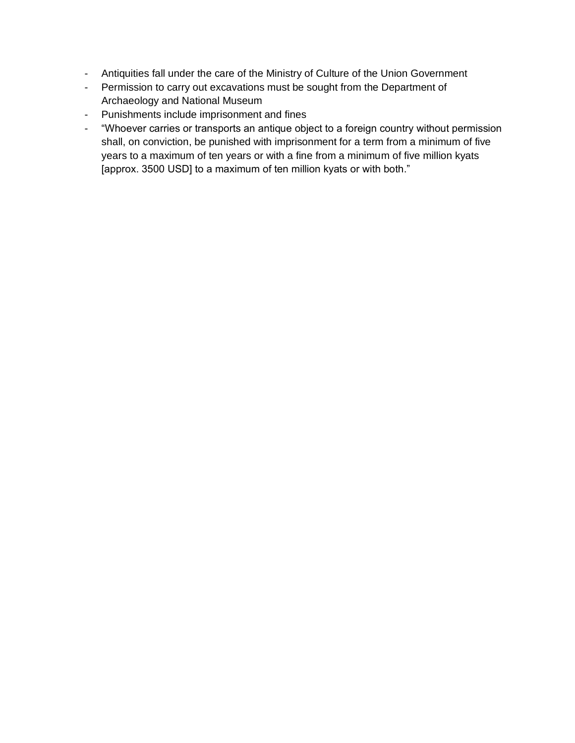- Antiquities fall under the care of the Ministry of Culture of the Union Government
- Permission to carry out excavations must be sought from the Department of Archaeology and National Museum
- Punishments include imprisonment and fines
- "Whoever carries or transports an antique object to a foreign country without permission shall, on conviction, be punished with imprisonment for a term from a minimum of five years to a maximum of ten years or with a fine from a minimum of five million kyats [approx. 3500 USD] to a maximum of ten million kyats or with both."